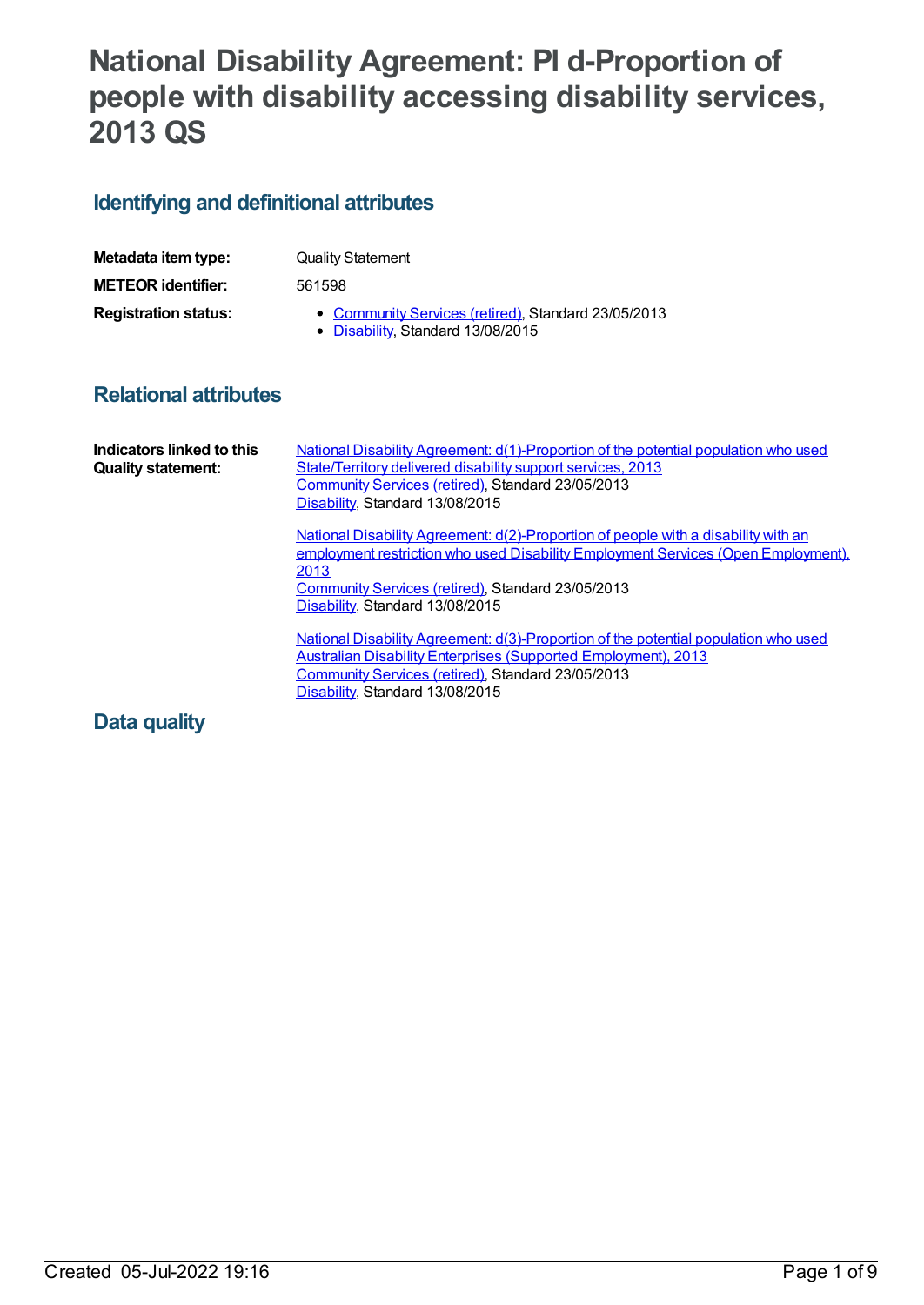# National Disability Agreement: PI d-Proportion of people with disability accessing disability services, 2013 QS

## Identifying and definitional attributes

**Metadata item type:** Quality Statement

**METEOR identifier:** 561598

**Registration status:**

- Community Services (retired), Standard 23/05/2013
- Disability, Standard 13/08/2015

## Relational attributes

**Indicators linked to this Quality statement:**

National Disability Agreement: d(1)-Proportion of the potential population who used State/Territory delivered disability support services, 2013
Community Services (retired), Standard 23/05/2013
Disability, Standard 13/08/2015

National Disability Agreement: d(2)-Proportion of people with a disability with an employment restriction who used Disability Employment Services (Open Employment), 2013
Community Services (retired), Standard 23/05/2013
Disability, Standard 13/08/2015

National Disability Agreement: d(3)-Proportion of the potential population who used Australian Disability Enterprises (Supported Employment), 2013
Community Services (retired), Standard 23/05/2013
Disability, Standard 13/08/2015

## Data quality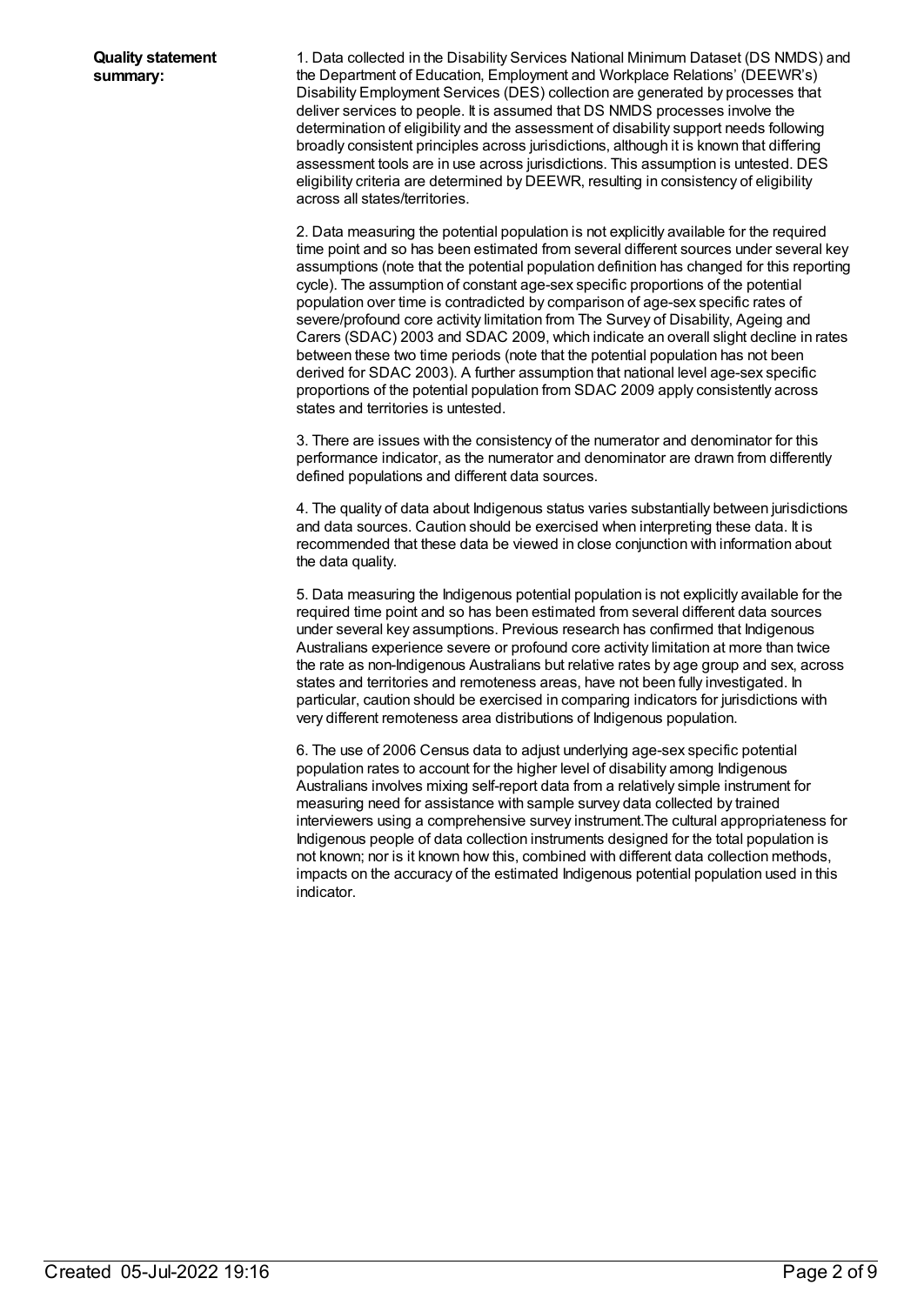**Quality statement summary:**

1. Data collected in the Disability Services National Minimum Dataset (DS NMDS) and the Department of Education, Employment and Workplace Relations' (DEEWR's) Disability Employment Services (DES) collection are generated by processes that deliver services to people. It is assumed that DS NMDS processes involve the determination of eligibility and the assessment of disability support needs following broadly consistent principles across jurisdictions, although it is known that differing assessment tools are in use across jurisdictions. This assumption is untested. DES eligibility criteria are determined by DEEWR, resulting in consistency of eligibility across all states/territories.

2. Data measuring the potential population is not explicitly available for the required time point and so has been estimated from several different sources under several key assumptions (note that the potential population definition has changed for this reporting cycle). The assumption of constant age-sex specific proportions of the potential population over time is contradicted by comparison of age-sex specific rates of severe/profound core activity limitation from The Survey of Disability, Ageing and Carers (SDAC) 2003 and SDAC 2009, which indicate an overall slight decline in rates between these two time periods (note that the potential population has not been derived for SDAC 2003). A further assumption that national level age-sex specific proportions of the potential population from SDAC 2009 apply consistently across states and territories is untested.

3. There are issues with the consistency of the numerator and denominator for this performance indicator, as the numerator and denominator are drawn from differently defined populations and different data sources.

4. The quality of data about Indigenous status varies substantially between jurisdictions and data sources. Caution should be exercised when interpreting these data. It is recommended that these data be viewed in close conjunction with information about the data quality.

5. Data measuring the Indigenous potential population is not explicitly available for the required time point and so has been estimated from several different data sources under several key assumptions. Previous research has confirmed that Indigenous Australians experience severe or profound core activity limitation at more than twice the rate as non-Indigenous Australians but relative rates by age group and sex, across states and territories and remoteness areas, have not been fully investigated. In particular, caution should be exercised in comparing indicators for jurisdictions with very different remoteness area distributions of Indigenous population.

6. The use of 2006 Census data to adjust underlying age-sex specific potential population rates to account for the higher level of disability among Indigenous Australians involves mixing self-report data from a relatively simple instrument for measuring need for assistance with sample survey data collected by trained interviewers using a comprehensive survey instrument.The cultural appropriateness for Indigenous people of data collection instruments designed for the total population is not known; nor is it known how this, combined with different data collection methods, impacts on the accuracy of the estimated Indigenous potential population used in this indicator.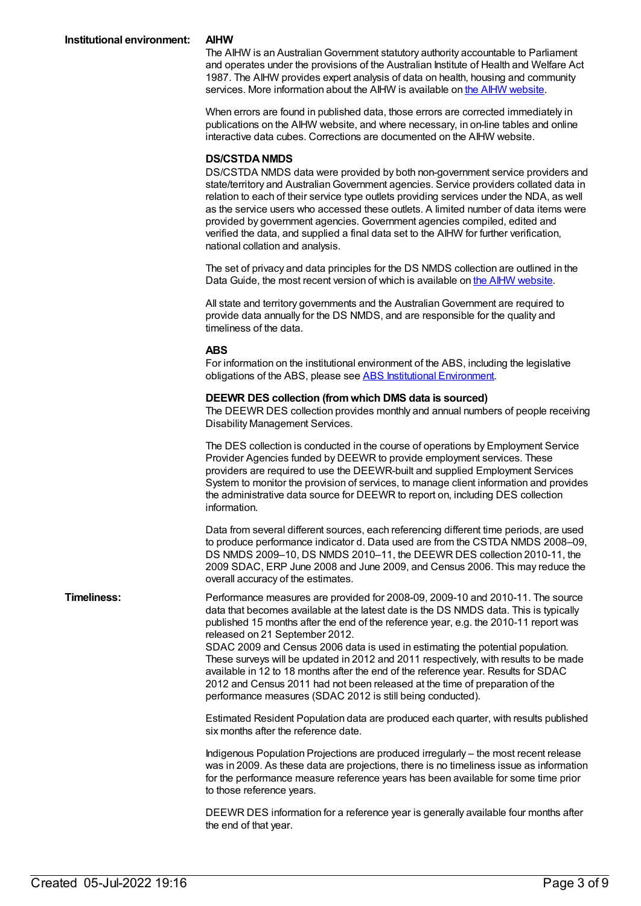**Institutional environment:**

**AIHW**

The AIHW is an Australian Government statutory authority accountable to Parliament and operates under the provisions of the Australian Institute of Health and Welfare Act 1987. The AIHW provides expert analysis of data on health, housing and community services. More information about the AIHW is available on the AIHW website.

When errors are found in published data, those errors are corrected immediately in publications on the AIHW website, and where necessary, in on-line tables and online interactive data cubes. Corrections are documented on the AIHW website.

**DS/CSTDA NMDS**

DS/CSTDA NMDS data were provided by both non-government service providers and state/territory and Australian Government agencies. Service providers collated data in relation to each of their service type outlets providing services under the NDA, as well as the service users who accessed these outlets. A limited number of data items were provided by government agencies. Government agencies compiled, edited and verified the data, and supplied a final data set to the AIHW for further verification, national collation and analysis.

The set of privacy and data principles for the DS NMDS collection are outlined in the Data Guide, the most recent version of which is available on the AIHW website.

All state and territory governments and the Australian Government are required to provide data annually for the DS NMDS, and are responsible for the quality and timeliness of the data.

**ABS**

For information on the institutional environment of the ABS, including the legislative obligations of the ABS, please see ABS Institutional Environment.

**DEEWR DES collection (from which DMS data is sourced)**

The DEEWR DES collection provides monthly and annual numbers of people receiving Disability Management Services.

The DES collection is conducted in the course of operations by Employment Service Provider Agencies funded by DEEWR to provide employment services. These providers are required to use the DEEWR-built and supplied Employment Services System to monitor the provision of services, to manage client information and provides the administrative data source for DEEWR to report on, including DES collection information.

Data from several different sources, each referencing different time periods, are used to produce performance indicator d. Data used are from the CSTDA NMDS 2008–09, DS NMDS 2009–10, DS NMDS 2010–11, the DEEWR DES collection 2010-11, the 2009 SDAC, ERP June 2008 and June 2009, and Census 2006. This may reduce the overall accuracy of the estimates.

**Timeliness:**

Performance measures are provided for 2008-09, 2009-10 and 2010-11. The source data that becomes available at the latest date is the DS NMDS data. This is typically published 15 months after the end of the reference year, e.g. the 2010-11 report was released on 21 September 2012.
SDAC 2009 and Census 2006 data is used in estimating the potential population. These surveys will be updated in 2012 and 2011 respectively, with results to be made available in 12 to 18 months after the end of the reference year. Results for SDAC 2012 and Census 2011 had not been released at the time of preparation of the performance measures (SDAC 2012 is still being conducted).

Estimated Resident Population data are produced each quarter, with results published six months after the reference date.

Indigenous Population Projections are produced irregularly – the most recent release was in 2009. As these data are projections, there is no timeliness issue as information for the performance measure reference years has been available for some time prior to those reference years.

DEEWR DES information for a reference year is generally available four months after the end of that year.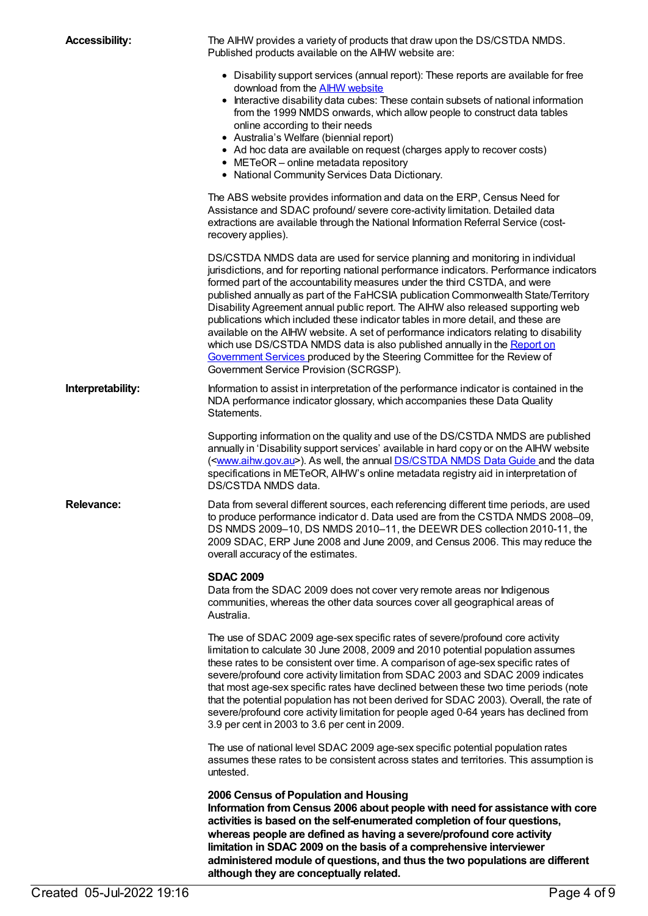**Accessibility:**

The AIHW provides a variety of products that draw upon the DS/CSTDA NMDS. Published products available on the AIHW website are:

- Disability support services (annual report): These reports are available for free download from the AIHW website
- Interactive disability data cubes: These contain subsets of national information from the 1999 NMDS onwards, which allow people to construct data tables online according to their needs
- Australia's Welfare (biennial report)
- Ad hoc data are available on request (charges apply to recover costs)
- METeOR – online metadata repository
- National Community Services Data Dictionary.

The ABS website provides information and data on the ERP, Census Need for Assistance and SDAC profound/ severe core-activity limitation. Detailed data extractions are available through the National Information Referral Service (cost-recovery applies).

DS/CSTDA NMDS data are used for service planning and monitoring in individual jurisdictions, and for reporting national performance indicators. Performance indicators formed part of the accountability measures under the third CSTDA, and were published annually as part of the FaHCSIA publication Commonwealth State/Territory Disability Agreement annual public report. The AIHW also released supporting web publications which included these indicator tables in more detail, and these are available on the AIHW website. A set of performance indicators relating to disability which use DS/CSTDA NMDS data is also published annually in the Report on Government Services produced by the Steering Committee for the Review of Government Service Provision (SCRGSP).

**Interpretability:**

Information to assist in interpretation of the performance indicator is contained in the NDA performance indicator glossary, which accompanies these Data Quality Statements.

Supporting information on the quality and use of the DS/CSTDA NMDS are published annually in 'Disability support services' available in hard copy or on the AIHW website (<www.aihw.gov.au>). As well, the annual DS/CSTDA NMDS Data Guide and the data specifications in METeOR, AIHW's online metadata registry aid in interpretation of DS/CSTDA NMDS data.

**Relevance:**

Data from several different sources, each referencing different time periods, are used to produce performance indicator d. Data used are from the CSTDA NMDS 2008–09, DS NMDS 2009–10, DS NMDS 2010–11, the DEEWR DES collection 2010-11, the 2009 SDAC, ERP June 2008 and June 2009, and Census 2006. This may reduce the overall accuracy of the estimates.

**SDAC 2009**

Data from the SDAC 2009 does not cover very remote areas nor Indigenous communities, whereas the other data sources cover all geographical areas of Australia.

The use of SDAC 2009 age-sex specific rates of severe/profound core activity limitation to calculate 30 June 2008, 2009 and 2010 potential population assumes these rates to be consistent over time. A comparison of age-sex specific rates of severe/profound core activity limitation from SDAC 2003 and SDAC 2009 indicates that most age-sex specific rates have declined between these two time periods (note that the potential population has not been derived for SDAC 2003). Overall, the rate of severe/profound core activity limitation for people aged 0-64 years has declined from 3.9 per cent in 2003 to 3.6 per cent in 2009.

The use of national level SDAC 2009 age-sex specific potential population rates assumes these rates to be consistent across states and territories. This assumption is untested.

**2006 Census of Population and Housing**

**Information from Census 2006 about people with need for assistance with core activities is based on the self-enumerated completion of four questions, whereas people are defined as having a severe/profound core activity limitation in SDAC 2009 on the basis of a comprehensive interviewer administered module of questions, and thus the two populations are different although they are conceptually related.**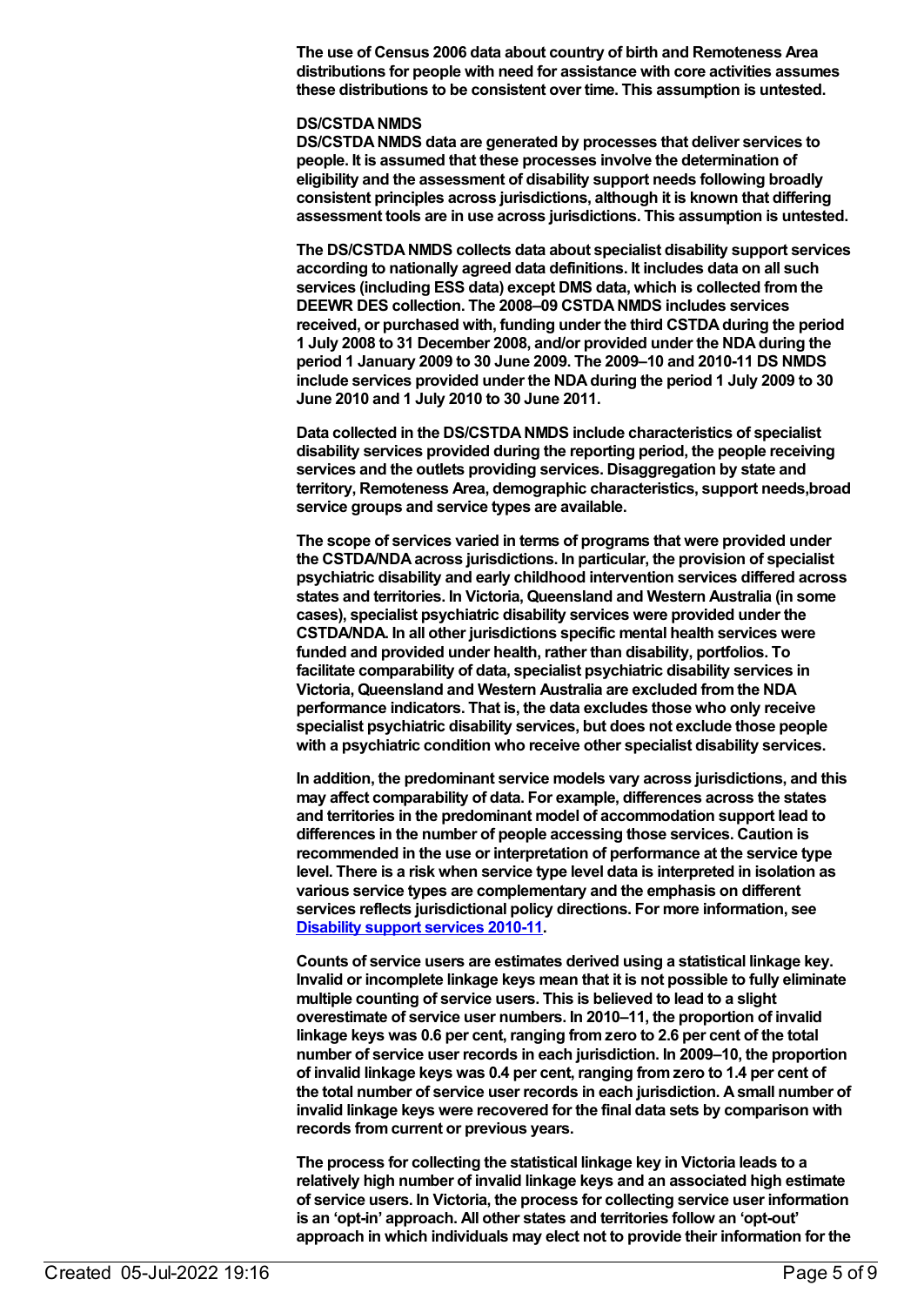**The use of Census 2006 data about country of birth and Remoteness Area distributions for people with need for assistance with core activities assumes these distributions to be consistent over time. This assumption is untested.**

**DS/CSTDA NMDS**

**DS/CSTDA NMDS data are generated by processes that deliver services to people. It is assumed that these processes involve the determination of eligibility and the assessment of disability support needs following broadly consistent principles across jurisdictions, although it is known that differing assessment tools are in use across jurisdictions. This assumption is untested.**

**The DS/CSTDA NMDS collects data about specialist disability support services according to nationally agreed data definitions. It includes data on all such services (including ESS data) except DMS data, which is collected from the DEEWR DES collection. The 2008–09 CSTDA NMDS includes services received, or purchased with, funding under the third CSTDA during the period 1 July 2008 to 31 December 2008, and/or provided under the NDA during the period 1 January 2009 to 30 June 2009. The 2009–10 and 2010-11 DS NMDS include services provided under the NDA during the period 1 July 2009 to 30 June 2010 and 1 July 2010 to 30 June 2011.**

**Data collected in the DS/CSTDA NMDS include characteristics of specialist disability services provided during the reporting period, the people receiving services and the outlets providing services. Disaggregation by state and territory, Remoteness Area, demographic characteristics, support needs,broad service groups and service types are available.**

**The scope of services varied in terms of programs that were provided under the CSTDA/NDA across jurisdictions. In particular, the provision of specialist psychiatric disability and early childhood intervention services differed across states and territories. In Victoria, Queensland and Western Australia (in some cases), specialist psychiatric disability services were provided under the CSTDA/NDA. In all other jurisdictions specific mental health services were funded and provided under health, rather than disability, portfolios. To facilitate comparability of data, specialist psychiatric disability services in Victoria, Queensland and Western Australia are excluded from the NDA performance indicators. That is, the data excludes those who only receive specialist psychiatric disability services, but does not exclude those people with a psychiatric condition who receive other specialist disability services.**

**In addition, the predominant service models vary across jurisdictions, and this may affect comparability of data. For example, differences across the states and territories in the predominant model of accommodation support lead to differences in the number of people accessing those services. Caution is recommended in the use or interpretation of performance at the service type level. There is a risk when service type level data is interpreted in isolation as various service types are complementary and the emphasis on different services reflects jurisdictional policy directions. For more information, see [Disability support services 2010-11](#).**

**Counts of service users are estimates derived using a statistical linkage key. Invalid or incomplete linkage keys mean that it is not possible to fully eliminate multiple counting of service users. This is believed to lead to a slight overestimate of service user numbers. In 2010–11, the proportion of invalid linkage keys was 0.6 per cent, ranging from zero to 2.6 per cent of the total number of service user records in each jurisdiction. In 2009–10, the proportion of invalid linkage keys was 0.4 per cent, ranging from zero to 1.4 per cent of the total number of service user records in each jurisdiction. A small number of invalid linkage keys were recovered for the final data sets by comparison with records from current or previous years.**

**The process for collecting the statistical linkage key in Victoria leads to a relatively high number of invalid linkage keys and an associated high estimate of service users. In Victoria, the process for collecting service user information is an 'opt-in' approach. All other states and territories follow an 'opt-out' approach in which individuals may elect not to provide their information for the**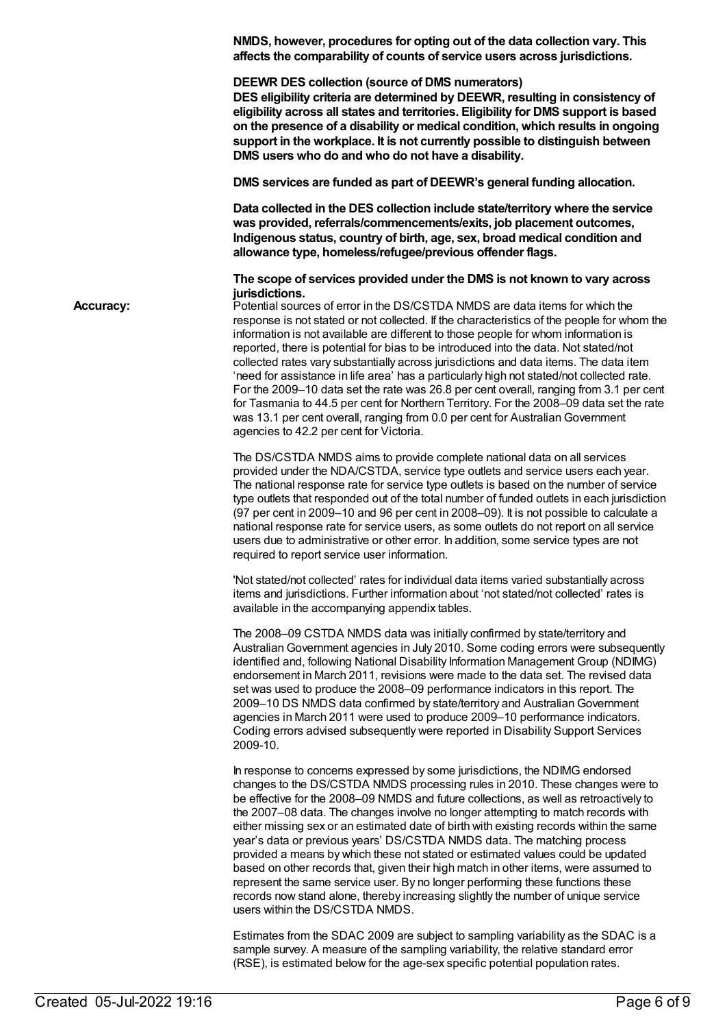**NMDS, however, procedures for opting out of the data collection vary. This affects the comparability of counts of service users across jurisdictions.**

**DEEWR DES collection (source of DMS numerators)**
**DES eligibility criteria are determined by DEEWR, resulting in consistency of eligibility across all states and territories. Eligibility for DMS support is based on the presence of a disability or medical condition, which results in ongoing support in the workplace. It is not currently possible to distinguish between DMS users who do and who do not have a disability.**

**DMS services are funded as part of DEEWR's general funding allocation.**

**Data collected in the DES collection include state/territory where the service was provided, referrals/commencements/exits, job placement outcomes, Indigenous status, country of birth, age, sex, broad medical condition and allowance type, homeless/refugee/previous offender flags.**

**The scope of services provided under the DMS is not known to vary across jurisdictions.**

**Accuracy:**

Potential sources of error in the DS/CSTDA NMDS are data items for which the response is not stated or not collected. If the characteristics of the people for whom the information is not available are different to those people for whom information is reported, there is potential for bias to be introduced into the data. Not stated/not collected rates vary substantially across jurisdictions and data items. The data item 'need for assistance in life area' has a particularly high not stated/not collected rate. For the 2009–10 data set the rate was 26.8 per cent overall, ranging from 3.1 per cent for Tasmania to 44.5 per cent for Northern Territory. For the 2008–09 data set the rate was 13.1 per cent overall, ranging from 0.0 per cent for Australian Government agencies to 42.2 per cent for Victoria.

The DS/CSTDA NMDS aims to provide complete national data on all services provided under the NDA/CSTDA, service type outlets and service users each year. The national response rate for service type outlets is based on the number of service type outlets that responded out of the total number of funded outlets in each jurisdiction (97 per cent in 2009–10 and 96 per cent in 2008–09). It is not possible to calculate a national response rate for service users, as some outlets do not report on all service users due to administrative or other error. In addition, some service types are not required to report service user information.

'Not stated/not collected' rates for individual data items varied substantially across items and jurisdictions. Further information about 'not stated/not collected' rates is available in the accompanying appendix tables.

The 2008–09 CSTDA NMDS data was initially confirmed by state/territory and Australian Government agencies in July 2010. Some coding errors were subsequently identified and, following National Disability Information Management Group (NDIMG) endorsement in March 2011, revisions were made to the data set. The revised data set was used to produce the 2008–09 performance indicators in this report. The 2009–10 DS NMDS data confirmed by state/territory and Australian Government agencies in March 2011 were used to produce 2009–10 performance indicators. Coding errors advised subsequently were reported in Disability Support Services 2009-10.

In response to concerns expressed by some jurisdictions, the NDIMG endorsed changes to the DS/CSTDA NMDS processing rules in 2010. These changes were to be effective for the 2008–09 NMDS and future collections, as well as retroactively to the 2007–08 data. The changes involve no longer attempting to match records with either missing sex or an estimated date of birth with existing records within the same year's data or previous years' DS/CSTDA NMDS data. The matching process provided a means by which these not stated or estimated values could be updated based on other records that, given their high match in other items, were assumed to represent the same service user. By no longer performing these functions these records now stand alone, thereby increasing slightly the number of unique service users within the DS/CSTDA NMDS.

Estimates from the SDAC 2009 are subject to sampling variability as the SDAC is a sample survey. A measure of the sampling variability, the relative standard error (RSE), is estimated below for the age-sex specific potential population rates.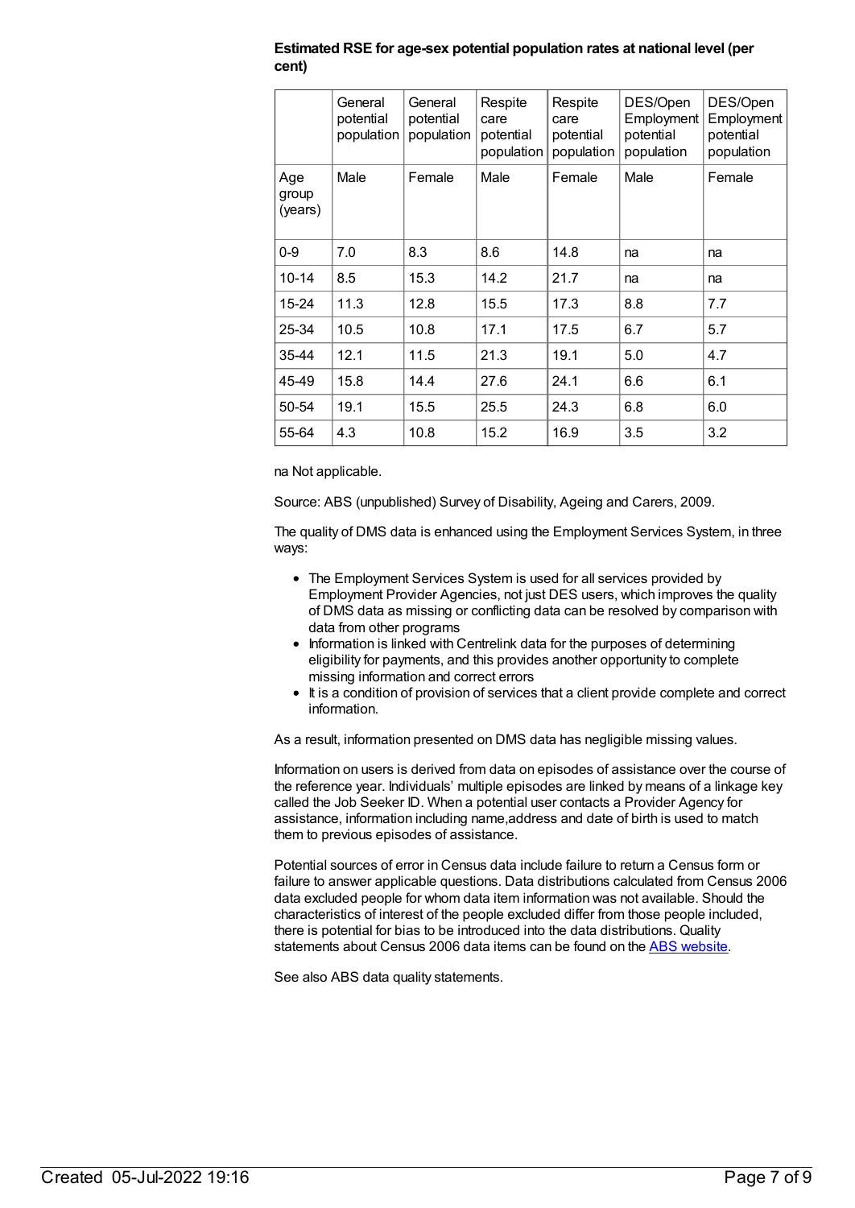**Estimated RSE for age-sex potential population rates at national level (per cent)**

| | General potential population | General potential population | Respite care potential population | Respite care potential population | DES/Open Employment potential population | DES/Open Employment potential population |
|---|---|---|---|---|---|---|
| Age group (years) | Male | Female | Male | Female | Male | Female |
| 0-9 | 7.0 | 8.3 | 8.6 | 14.8 | na | na |
| 10-14 | 8.5 | 15.3 | 14.2 | 21.7 | na | na |
| 15-24 | 11.3 | 12.8 | 15.5 | 17.3 | 8.8 | 7.7 |
| 25-34 | 10.5 | 10.8 | 17.1 | 17.5 | 6.7 | 5.7 |
| 35-44 | 12.1 | 11.5 | 21.3 | 19.1 | 5.0 | 4.7 |
| 45-49 | 15.8 | 14.4 | 27.6 | 24.1 | 6.6 | 6.1 |
| 50-54 | 19.1 | 15.5 | 25.5 | 24.3 | 6.8 | 6.0 |
| 55-64 | 4.3 | 10.8 | 15.2 | 16.9 | 3.5 | 3.2 |

na Not applicable.

Source: ABS (unpublished) Survey of Disability, Ageing and Carers, 2009.

The quality of DMS data is enhanced using the Employment Services System, in three ways:

- The Employment Services System is used for all services provided by Employment Provider Agencies, not just DES users, which improves the quality of DMS data as missing or conflicting data can be resolved by comparison with data from other programs
- Information is linked with Centrelink data for the purposes of determining eligibility for payments, and this provides another opportunity to complete missing information and correct errors
- It is a condition of provision of services that a client provide complete and correct information.

As a result, information presented on DMS data has negligible missing values.

Information on users is derived from data on episodes of assistance over the course of the reference year. Individuals' multiple episodes are linked by means of a linkage key called the Job Seeker ID. When a potential user contacts a Provider Agency for assistance, information including name,address and date of birth is used to match them to previous episodes of assistance.

Potential sources of error in Census data include failure to return a Census form or failure to answer applicable questions. Data distributions calculated from Census 2006 data excluded people for whom data item information was not available. Should the characteristics of interest of the people excluded differ from those people included, there is potential for bias to be introduced into the data distributions. Quality statements about Census 2006 data items can be found on the ABS website.

See also ABS data quality statements.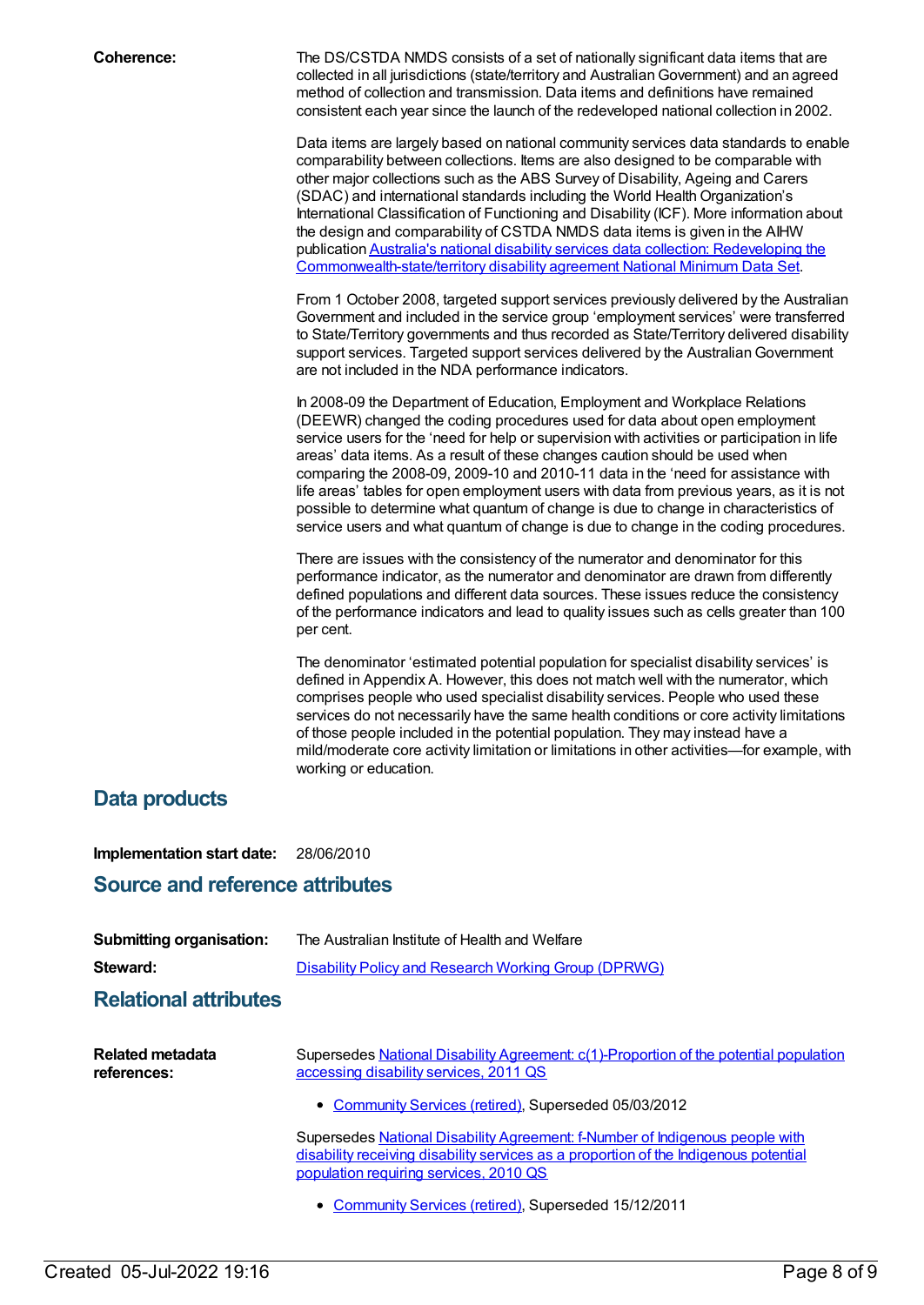**Coherence:** The DS/CSTDA NMDS consists of a set of nationally significant data items that are collected in all jurisdictions (state/territory and Australian Government) and an agreed method of collection and transmission. Data items and definitions have remained consistent each year since the launch of the redeveloped national collection in 2002.

Data items are largely based on national community services data standards to enable comparability between collections. Items are also designed to be comparable with other major collections such as the ABS Survey of Disability, Ageing and Carers (SDAC) and international standards including the World Health Organization's International Classification of Functioning and Disability (ICF). More information about the design and comparability of CSTDA NMDS data items is given in the AIHW publication [Australia's national disability services data collection: Redeveloping the Commonwealth-state/territory disability agreement National Minimum Data Set](#).

From 1 October 2008, targeted support services previously delivered by the Australian Government and included in the service group 'employment services' were transferred to State/Territory governments and thus recorded as State/Territory delivered disability support services. Targeted support services delivered by the Australian Government are not included in the NDA performance indicators.

In 2008-09 the Department of Education, Employment and Workplace Relations (DEEWR) changed the coding procedures used for data about open employment service users for the 'need for help or supervision with activities or participation in life areas' data items. As a result of these changes caution should be used when comparing the 2008-09, 2009-10 and 2010-11 data in the 'need for assistance with life areas' tables for open employment users with data from previous years, as it is not possible to determine what quantum of change is due to change in characteristics of service users and what quantum of change is due to change in the coding procedures.

There are issues with the consistency of the numerator and denominator for this performance indicator, as the numerator and denominator are drawn from differently defined populations and different data sources. These issues reduce the consistency of the performance indicators and lead to quality issues such as cells greater than 100 per cent.

The denominator 'estimated potential population for specialist disability services' is defined in Appendix A. However, this does not match well with the numerator, which comprises people who used specialist disability services. People who used these services do not necessarily have the same health conditions or core activity limitations of those people included in the potential population. They may instead have a mild/moderate core activity limitation or limitations in other activities—for example, with working or education.

## Data products

**Implementation start date:** 28/06/2010

## Source and reference attributes

**Submitting organisation:** The Australian Institute of Health and Welfare

**Steward:** [Disability Policy and Research Working Group (DPRWG)](#)

## Relational attributes

**Related metadata references:**

Supersedes [National Disability Agreement: c(1)-Proportion of the potential population accessing disability services, 2011 QS](#)

- [Community Services (retired)](#), Superseded 05/03/2012

Supersedes [National Disability Agreement: f-Number of Indigenous people with disability receiving disability services as a proportion of the Indigenous potential population requiring services, 2010 QS](#)

- [Community Services (retired)](#), Superseded 15/12/2011